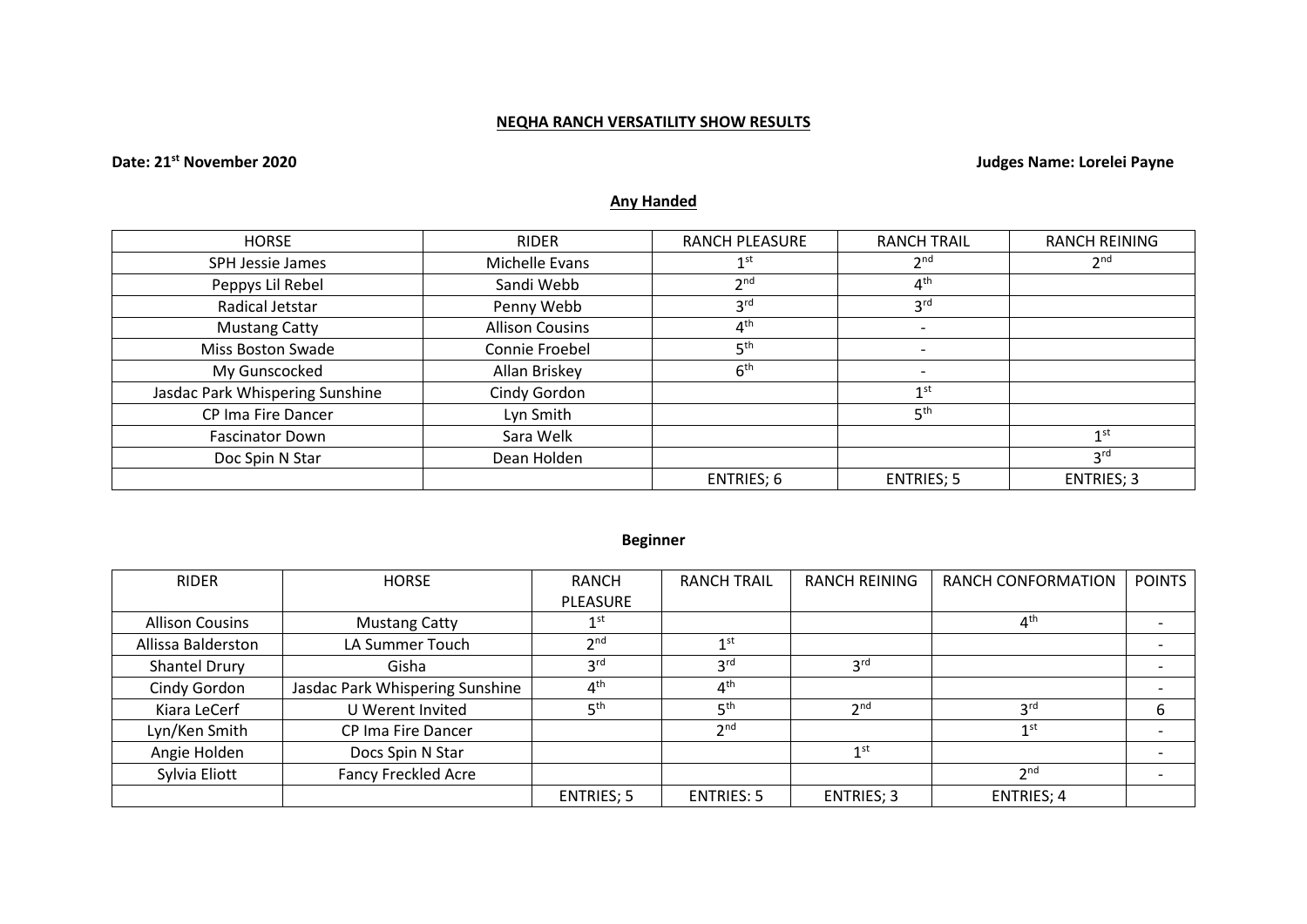# NEQHA RANCH VERSATILITY SHOW RESULTS

**Date: 21st November 2020** **Judges Name: Lorelei Payne**

## Any Handed

| HORSE | RIDER | RANCH PLEASURE | RANCH TRAIL | RANCH REINING |
|---|---|---|---|---|
| SPH Jessie James | Michelle Evans | 1st | 2nd | 2nd |
| Peppys Lil Rebel | Sandi Webb | 2nd | 4th | |
| Radical Jetstar | Penny Webb | 3rd | 3rd | |
| Mustang Catty | Allison Cousins | 4th | - | |
| Miss Boston Swade | Connie Froebel | 5th | - | |
| My Gunscocked | Allan Briskey | 6th | - | |
| Jasdac Park Whispering Sunshine | Cindy Gordon | | 1st | |
| CP Ima Fire Dancer | Lyn Smith | | 5th | |
| Fascinator Down | Sara Welk | | | 1st |
| Doc Spin N Star | Dean Holden | | | 3rd |
| | | ENTRIES; 6 | ENTRIES; 5 | ENTRIES; 3 |

## Beginner

| RIDER | HORSE | RANCH PLEASURE | RANCH TRAIL | RANCH REINING | RANCH CONFORMATION | POINTS |
|---|---|---|---|---|---|---|
| Allison Cousins | Mustang Catty | 1st | | | 4th | - |
| Allissa Balderston | LA Summer Touch | 2nd | 1st | | | - |
| Shantel Drury | Gisha | 3rd | 3rd | 3rd | | - |
| Cindy Gordon | Jasdac Park Whispering Sunshine | 4th | 4th | | | - |
| Kiara LeCerf | U Werent Invited | 5th | 5th | 2nd | 3rd | 6 |
| Lyn/Ken Smith | CP Ima Fire Dancer | | 2nd | | 1st | - |
| Angie Holden | Docs Spin N Star | | | 1st | | - |
| Sylvia Eliott | Fancy Freckled Acre | | | | 2nd | - |
| | | ENTRIES; 5 | ENTRIES: 5 | ENTRIES; 3 | ENTRIES; 4 | |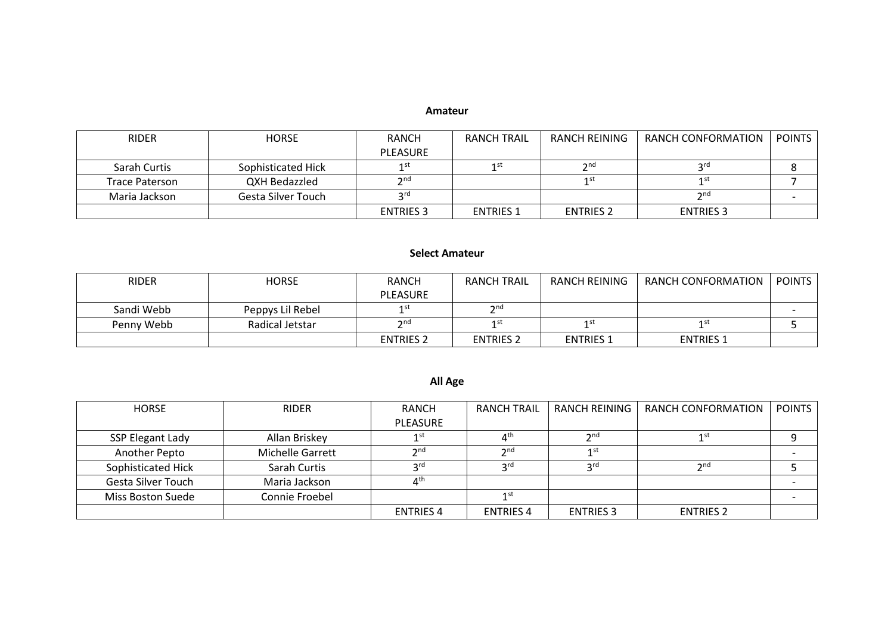**Amateur**

| RIDER | HORSE | RANCH PLEASURE | RANCH TRAIL | RANCH REINING | RANCH CONFORMATION | POINTS |
|---|---|---|---|---|---|---|
| Sarah Curtis | Sophisticated Hick | 1st | 1st | 2nd | 3rd | 8 |
| Trace Paterson | QXH Bedazzled | 2nd | | 1st | 1st | 7 |
| Maria Jackson | Gesta Silver Touch | 3rd | | | 2nd | - |
| | | ENTRIES 3 | ENTRIES 1 | ENTRIES 2 | ENTRIES 3 | |

**Select Amateur**

| RIDER | HORSE | RANCH PLEASURE | RANCH TRAIL | RANCH REINING | RANCH CONFORMATION | POINTS |
|---|---|---|---|---|---|---|
| Sandi Webb | Peppys Lil Rebel | 1st | 2nd | | | - |
| Penny Webb | Radical Jetstar | 2nd | 1st | 1st | 1st | 5 |
| | | ENTRIES 2 | ENTRIES 2 | ENTRIES 1 | ENTRIES 1 | |

**All Age**

| HORSE | RIDER | RANCH PLEASURE | RANCH TRAIL | RANCH REINING | RANCH CONFORMATION | POINTS |
|---|---|---|---|---|---|---|
| SSP Elegant Lady | Allan Briskey | 1st | 4th | 2nd | 1st | 9 |
| Another Pepto | Michelle Garrett | 2nd | 2nd | 1st | | - |
| Sophisticated Hick | Sarah Curtis | 3rd | 3rd | 3rd | 2nd | 5 |
| Gesta Silver Touch | Maria Jackson | 4th | | | | - |
| Miss Boston Suede | Connie Froebel | | 1st | | | - |
| | | ENTRIES 4 | ENTRIES 4 | ENTRIES 3 | ENTRIES 2 | |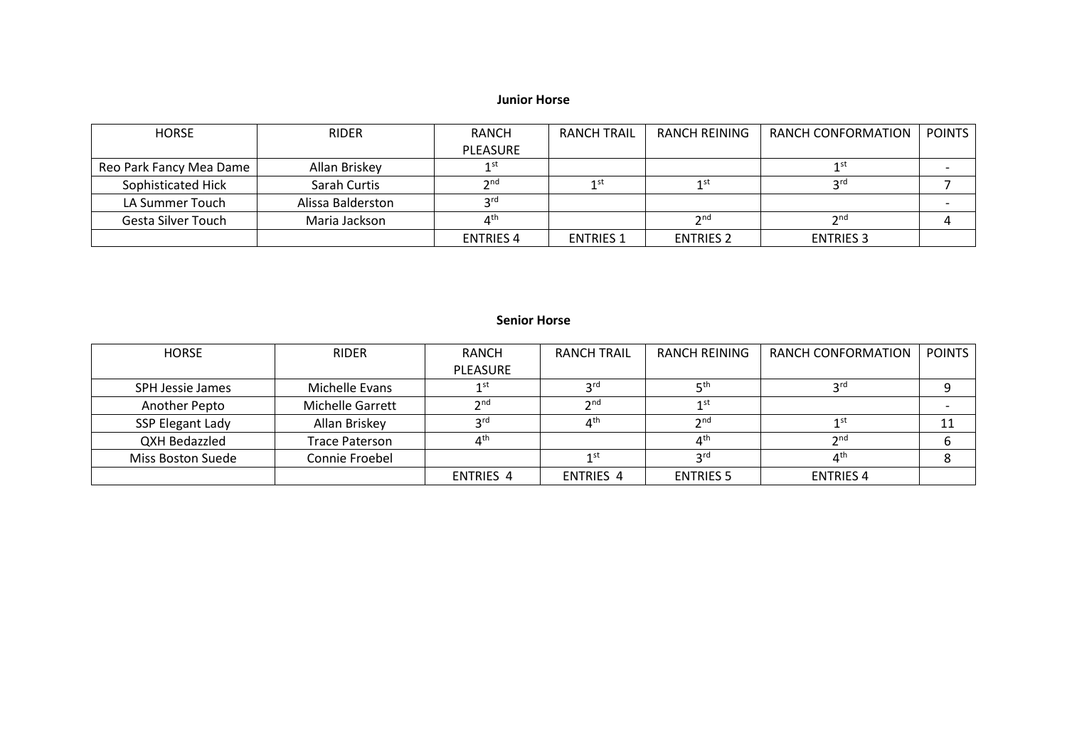**Junior Horse**

| HORSE | RIDER | RANCH PLEASURE | RANCH TRAIL | RANCH REINING | RANCH CONFORMATION | POINTS |
|---|---|---|---|---|---|---|
| Reo Park Fancy Mea Dame | Allan Briskey | 1st | | | 1st | - |
| Sophisticated Hick | Sarah Curtis | 2nd | 1st | 1st | 3rd | 7 |
| LA Summer Touch | Alissa Balderston | 3rd | | | | - |
| Gesta Silver Touch | Maria Jackson | 4th | | 2nd | 2nd | 4 |
| | | ENTRIES 4 | ENTRIES 1 | ENTRIES 2 | ENTRIES 3 | |

**Senior Horse**

| HORSE | RIDER | RANCH PLEASURE | RANCH TRAIL | RANCH REINING | RANCH CONFORMATION | POINTS |
|---|---|---|---|---|---|---|
| SPH Jessie James | Michelle Evans | 1st | 3rd | 5th | 3rd | 9 |
| Another Pepto | Michelle Garrett | 2nd | 2nd | 1st | | - |
| SSP Elegant Lady | Allan Briskey | 3rd | 4th | 2nd | 1st | 11 |
| QXH Bedazzled | Trace Paterson | 4th | | 4th | 2nd | 6 |
| Miss Boston Suede | Connie Froebel | | 1st | 3rd | 4th | 8 |
| | | ENTRIES 4 | ENTRIES 4 | ENTRIES 5 | ENTRIES 4 | |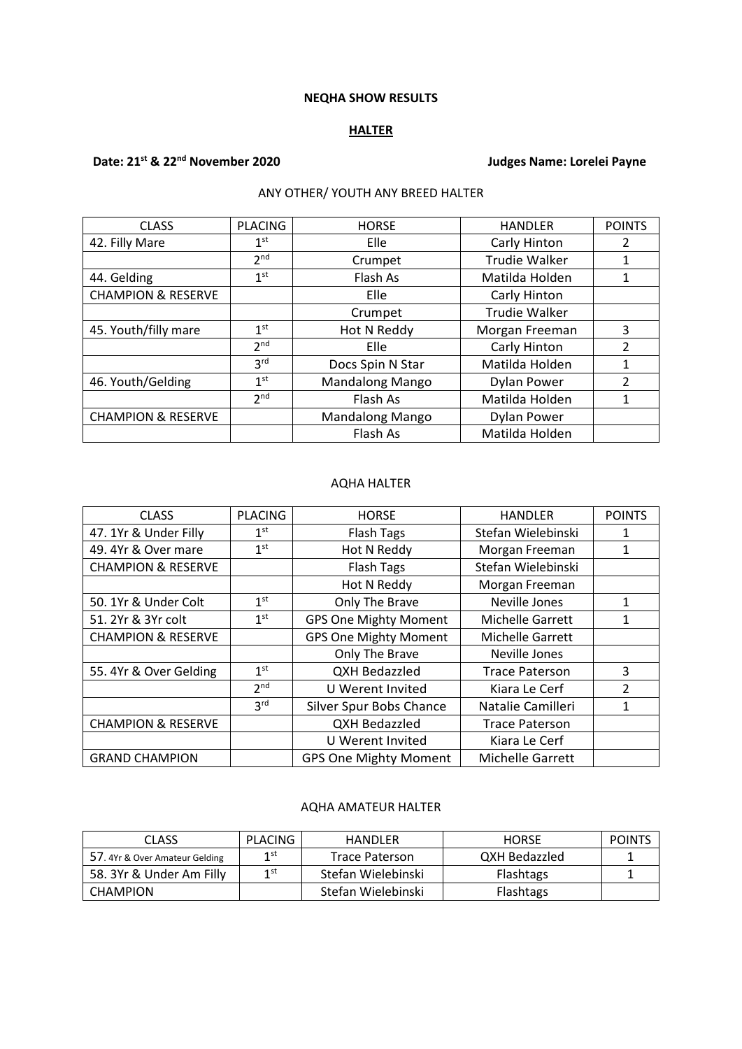**NEQHA SHOW RESULTS**

**HALTER**

**Date: 21st & 22nd November 2020** **Judges Name: Lorelei Payne**

ANY OTHER/ YOUTH ANY BREED HALTER

| CLASS | PLACING | HORSE | HANDLER | POINTS |
|---|---|---|---|---|
| 42. Filly Mare | 1st | Elle | Carly Hinton | 2 |
| | 2nd | Crumpet | Trudie Walker | 1 |
| 44. Gelding | 1st | Flash As | Matilda Holden | 1 |
| CHAMPION & RESERVE | | Elle | Carly Hinton | |
| | | Crumpet | Trudie Walker | |
| 45. Youth/filly mare | 1st | Hot N Reddy | Morgan Freeman | 3 |
| | 2nd | Elle | Carly Hinton | 2 |
| | 3rd | Docs Spin N Star | Matilda Holden | 1 |
| 46. Youth/Gelding | 1st | Mandalong Mango | Dylan Power | 2 |
| | 2nd | Flash As | Matilda Holden | 1 |
| CHAMPION & RESERVE | | Mandalong Mango | Dylan Power | |
| | | Flash As | Matilda Holden | |

AQHA HALTER

| CLASS | PLACING | HORSE | HANDLER | POINTS |
|---|---|---|---|---|
| 47. 1Yr & Under Filly | 1st | Flash Tags | Stefan Wielebinski | 1 |
| 49. 4Yr & Over mare | 1st | Hot N Reddy | Morgan Freeman | 1 |
| CHAMPION & RESERVE | | Flash Tags | Stefan Wielebinski | |
| | | Hot N Reddy | Morgan Freeman | |
| 50. 1Yr & Under Colt | 1st | Only The Brave | Neville Jones | 1 |
| 51. 2Yr & 3Yr colt | 1st | GPS One Mighty Moment | Michelle Garrett | 1 |
| CHAMPION & RESERVE | | GPS One Mighty Moment | Michelle Garrett | |
| | | Only The Brave | Neville Jones | |
| 55. 4Yr & Over Gelding | 1st | QXH Bedazzled | Trace Paterson | 3 |
| | 2nd | U Werent Invited | Kiara Le Cerf | 2 |
| | 3rd | Silver Spur Bobs Chance | Natalie Camilleri | 1 |
| CHAMPION & RESERVE | | QXH Bedazzled | Trace Paterson | |
| | | U Werent Invited | Kiara Le Cerf | |
| GRAND CHAMPION | | GPS One Mighty Moment | Michelle Garrett | |

AQHA AMATEUR HALTER

| CLASS | PLACING | HANDLER | HORSE | POINTS |
|---|---|---|---|---|
| 57. 4Yr & Over Amateur Gelding | 1st | Trace Paterson | QXH Bedazzled | 1 |
| 58. 3Yr & Under Am Filly | 1st | Stefan Wielebinski | Flashtags | 1 |
| CHAMPION | | Stefan Wielebinski | Flashtags | |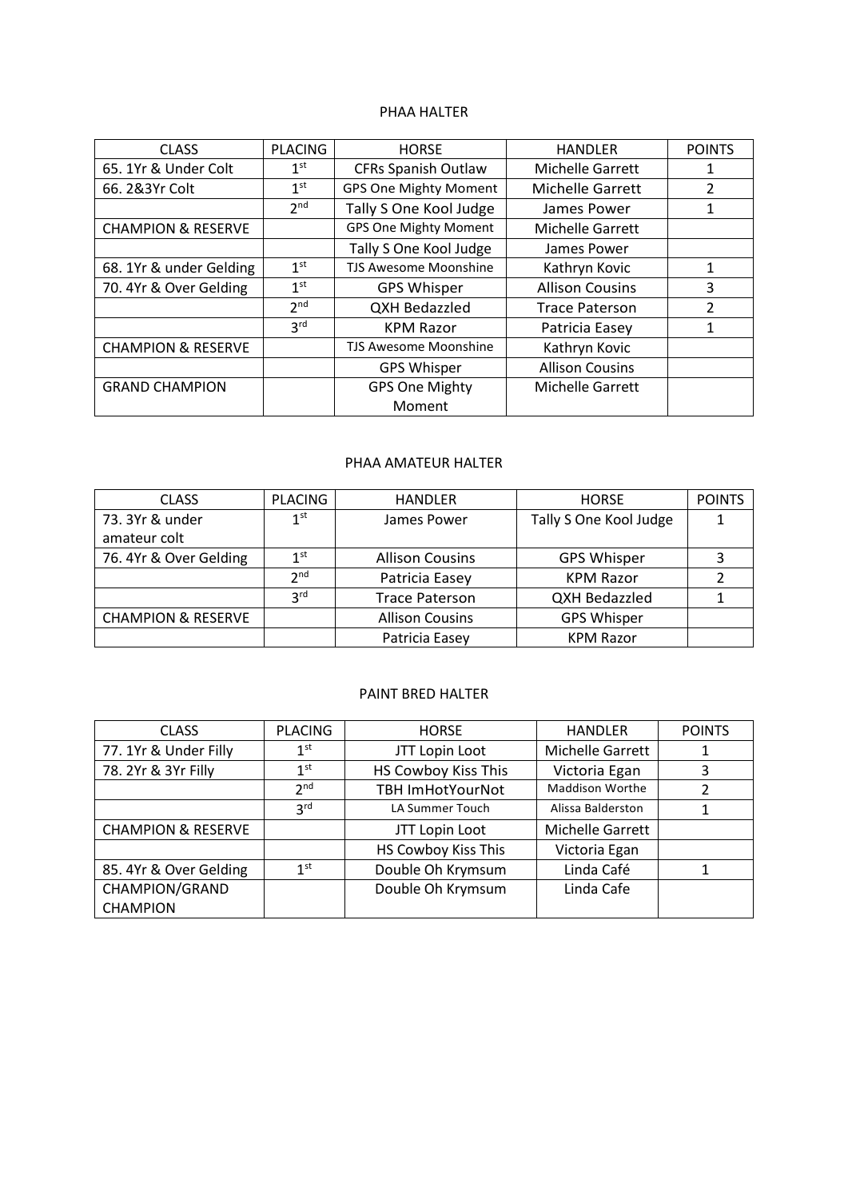## PHAA HALTER

| CLASS | PLACING | HORSE | HANDLER | POINTS |
|---|---|---|---|---|
| 65. 1Yr & Under Colt | 1st | CFRs Spanish Outlaw | Michelle Garrett | 1 |
| 66. 2&3Yr Colt | 1st | GPS One Mighty Moment | Michelle Garrett | 2 |
| | 2nd | Tally S One Kool Judge | James Power | 1 |
| CHAMPION & RESERVE | | GPS One Mighty Moment | Michelle Garrett | |
| | | Tally S One Kool Judge | James Power | |
| 68. 1Yr & under Gelding | 1st | TJS Awesome Moonshine | Kathryn Kovic | 1 |
| 70. 4Yr & Over Gelding | 1st | GPS Whisper | Allison Cousins | 3 |
| | 2nd | QXH Bedazzled | Trace Paterson | 2 |
| | 3rd | KPM Razor | Patricia Easey | 1 |
| CHAMPION & RESERVE | | TJS Awesome Moonshine | Kathryn Kovic | |
| | | GPS Whisper | Allison Cousins | |
| GRAND CHAMPION | | GPS One Mighty Moment | Michelle Garrett | |

## PHAA AMATEUR HALTER

| CLASS | PLACING | HANDLER | HORSE | POINTS |
|---|---|---|---|---|
| 73. 3Yr & under amateur colt | 1st | James Power | Tally S One Kool Judge | 1 |
| 76. 4Yr & Over Gelding | 1st | Allison Cousins | GPS Whisper | 3 |
| | 2nd | Patricia Easey | KPM Razor | 2 |
| | 3rd | Trace Paterson | QXH Bedazzled | 1 |
| CHAMPION & RESERVE | | Allison Cousins | GPS Whisper | |
| | | Patricia Easey | KPM Razor | |

## PAINT BRED HALTER

| CLASS | PLACING | HORSE | HANDLER | POINTS |
|---|---|---|---|---|
| 77. 1Yr & Under Filly | 1st | JTT Lopin Loot | Michelle Garrett | 1 |
| 78. 2Yr & 3Yr Filly | 1st | HS Cowboy Kiss This | Victoria Egan | 3 |
| | 2nd | TBH ImHotYourNot | Maddison Worthe | 2 |
| | 3rd | LA Summer Touch | Alissa Balderston | 1 |
| CHAMPION & RESERVE | | JTT Lopin Loot | Michelle Garrett | |
| | | HS Cowboy Kiss This | Victoria Egan | |
| 85. 4Yr & Over Gelding | 1st | Double Oh Krymsum | Linda Café | 1 |
| CHAMPION/GRAND CHAMPION | | Double Oh Krymsum | Linda Cafe | |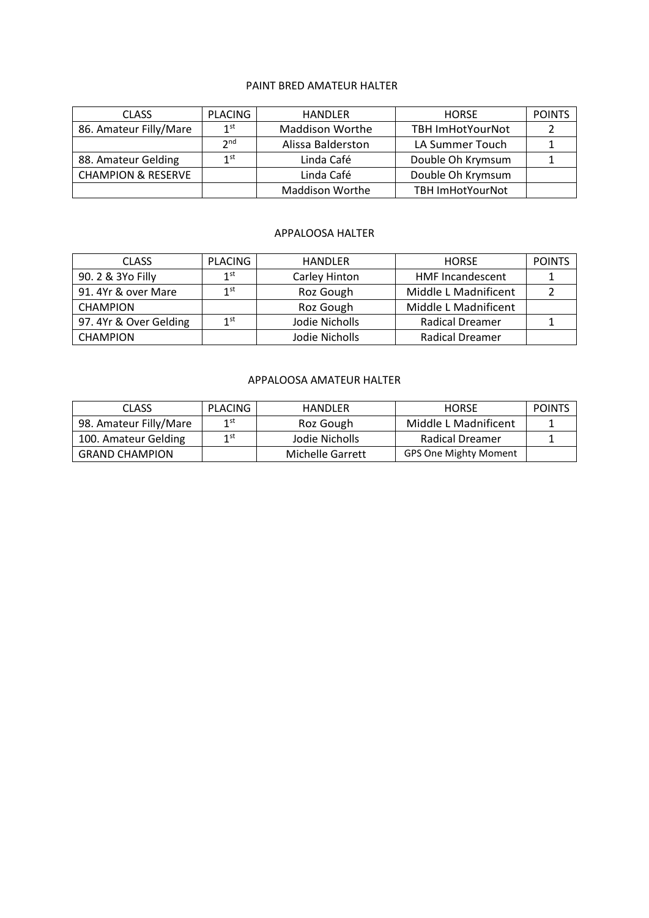## PAINT BRED AMATEUR HALTER

| CLASS | PLACING | HANDLER | HORSE | POINTS |
| --- | --- | --- | --- | --- |
| 86. Amateur Filly/Mare | 1st | Maddison Worthe | TBH ImHotYourNot | 2 |
| | 2nd | Alissa Balderston | LA Summer Touch | 1 |
| 88. Amateur Gelding | 1st | Linda Café | Double Oh Krymsum | 1 |
| CHAMPION & RESERVE | | Linda Café | Double Oh Krymsum | |
| | | Maddison Worthe | TBH ImHotYourNot | |

## APPALOOSA HALTER

| CLASS | PLACING | HANDLER | HORSE | POINTS |
| --- | --- | --- | --- | --- |
| 90. 2 & 3Yo Filly | 1st | Carley Hinton | HMF Incandescent | 1 |
| 91. 4Yr & over Mare | 1st | Roz Gough | Middle L Madnificent | 2 |
| CHAMPION | | Roz Gough | Middle L Madnificent | |
| 97. 4Yr & Over Gelding | 1st | Jodie Nicholls | Radical Dreamer | 1 |
| CHAMPION | | Jodie Nicholls | Radical Dreamer | |

## APPALOOSA AMATEUR HALTER

| CLASS | PLACING | HANDLER | HORSE | POINTS |
| --- | --- | --- | --- | --- |
| 98. Amateur Filly/Mare | 1st | Roz Gough | Middle L Madnificent | 1 |
| 100. Amateur Gelding | 1st | Jodie Nicholls | Radical Dreamer | 1 |
| GRAND CHAMPION | | Michelle Garrett | GPS One Mighty Moment | |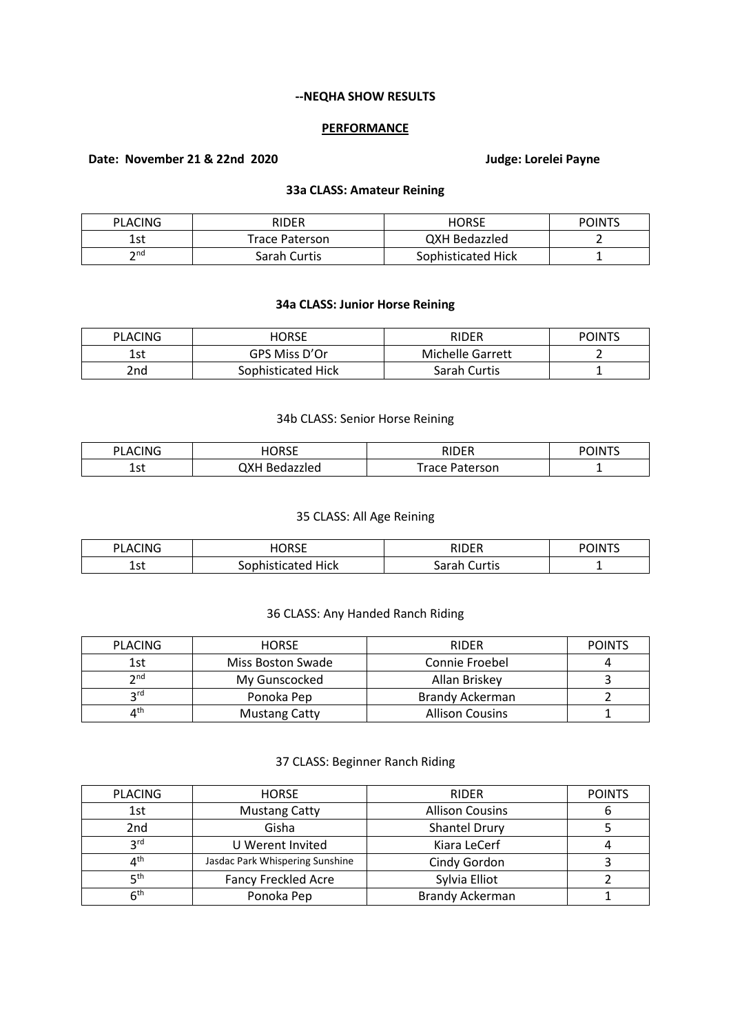**--NEQHA SHOW RESULTS**

**PERFORMANCE**

**Date: November 21 & 22nd 2020** **Judge: Lorelei Payne**

**33a CLASS: Amateur Reining**

| PLACING | RIDER | HORSE | POINTS |
|---|---|---|---|
| 1st | Trace Paterson | QXH Bedazzled | 2 |
| 2nd | Sarah Curtis | Sophisticated Hick | 1 |

**34a CLASS: Junior Horse Reining**

| PLACING | HORSE | RIDER | POINTS |
|---|---|---|---|
| 1st | GPS Miss D'Or | Michelle Garrett | 2 |
| 2nd | Sophisticated Hick | Sarah Curtis | 1 |

34b CLASS: Senior Horse Reining

| PLACING | HORSE | RIDER | POINTS |
|---|---|---|---|
| 1st | QXH Bedazzled | Trace Paterson | 1 |

35 CLASS: All Age Reining

| PLACING | HORSE | RIDER | POINTS |
|---|---|---|---|
| 1st | Sophisticated Hick | Sarah Curtis | 1 |

36 CLASS: Any Handed Ranch Riding

| PLACING | HORSE | RIDER | POINTS |
|---|---|---|---|
| 1st | Miss Boston Swade | Connie Froebel | 4 |
| 2nd | My Gunscocked | Allan Briskey | 3 |
| 3rd | Ponoka Pep | Brandy Ackerman | 2 |
| 4th | Mustang Catty | Allison Cousins | 1 |

37 CLASS: Beginner Ranch Riding

| PLACING | HORSE | RIDER | POINTS |
|---|---|---|---|
| 1st | Mustang Catty | Allison Cousins | 6 |
| 2nd | Gisha | Shantel Drury | 5 |
| 3rd | U Werent Invited | Kiara LeCerf | 4 |
| 4th | Jasdac Park Whispering Sunshine | Cindy Gordon | 3 |
| 5th | Fancy Freckled Acre | Sylvia Elliot | 2 |
| 6th | Ponoka Pep | Brandy Ackerman | 1 |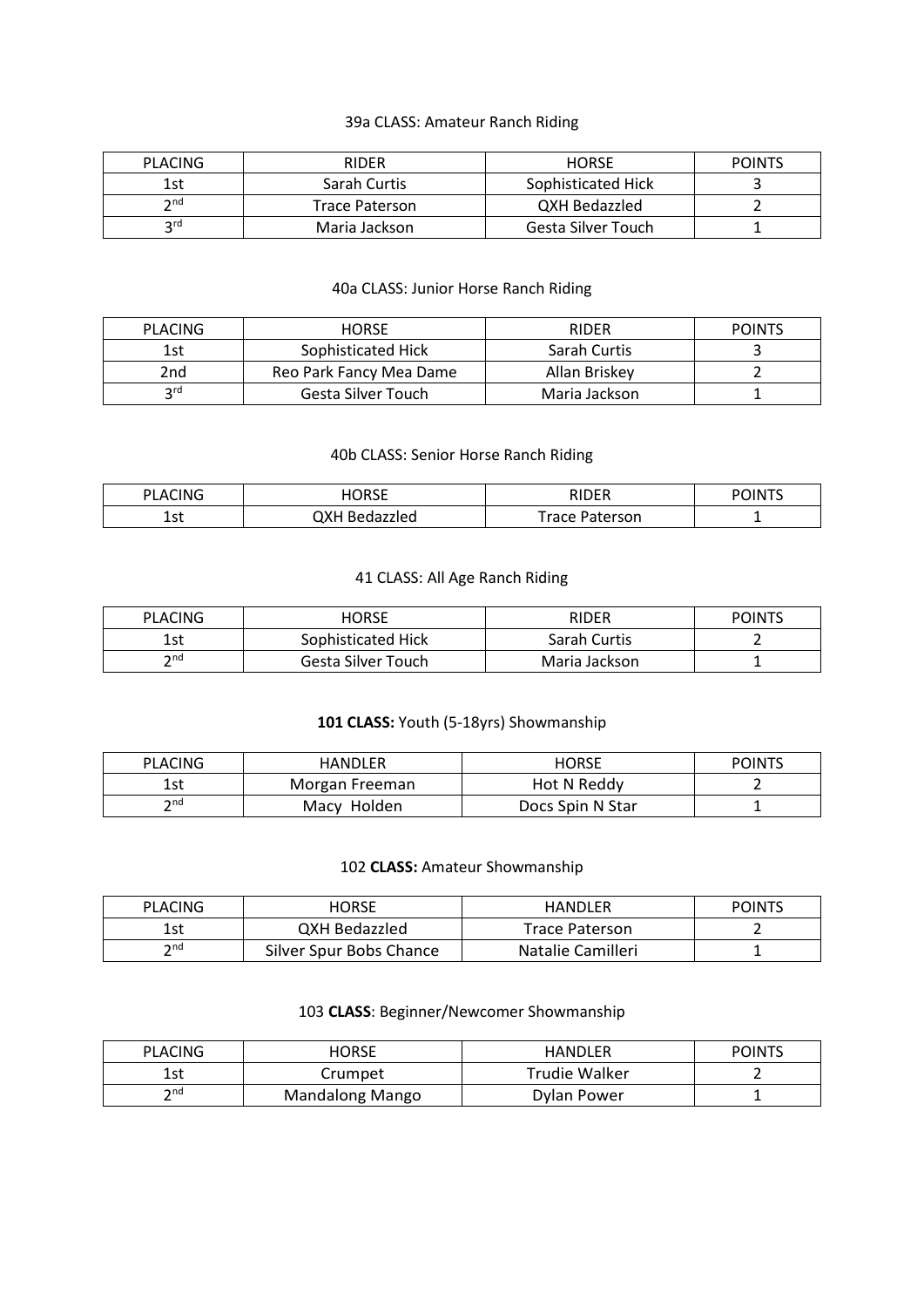39a CLASS: Amateur Ranch Riding

| PLACING | RIDER | HORSE | POINTS |
| --- | --- | --- | --- |
| 1st | Sarah Curtis | Sophisticated Hick | 3 |
| 2nd | Trace Paterson | QXH Bedazzled | 2 |
| 3rd | Maria Jackson | Gesta Silver Touch | 1 |

40a CLASS: Junior Horse Ranch Riding

| PLACING | HORSE | RIDER | POINTS |
| --- | --- | --- | --- |
| 1st | Sophisticated Hick | Sarah Curtis | 3 |
| 2nd | Reo Park Fancy Mea Dame | Allan Briskey | 2 |
| 3rd | Gesta Silver Touch | Maria Jackson | 1 |

40b CLASS: Senior Horse Ranch Riding

| PLACING | HORSE | RIDER | POINTS |
| --- | --- | --- | --- |
| 1st | QXH Bedazzled | Trace Paterson | 1 |

41 CLASS: All Age Ranch Riding

| PLACING | HORSE | RIDER | POINTS |
| --- | --- | --- | --- |
| 1st | Sophisticated Hick | Sarah Curtis | 2 |
| 2nd | Gesta Silver Touch | Maria Jackson | 1 |

**101 CLASS:** Youth (5-18yrs) Showmanship

| PLACING | HANDLER | HORSE | POINTS |
| --- | --- | --- | --- |
| 1st | Morgan Freeman | Hot N Reddy | 2 |
| 2nd | Macy Holden | Docs Spin N Star | 1 |

102 **CLASS:** Amateur Showmanship

| PLACING | HORSE | HANDLER | POINTS |
| --- | --- | --- | --- |
| 1st | QXH Bedazzled | Trace Paterson | 2 |
| 2nd | Silver Spur Bobs Chance | Natalie Camilleri | 1 |

103 **CLASS**: Beginner/Newcomer Showmanship

| PLACING | HORSE | HANDLER | POINTS |
| --- | --- | --- | --- |
| 1st | Crumpet | Trudie Walker | 2 |
| 2nd | Mandalong Mango | Dylan Power | 1 |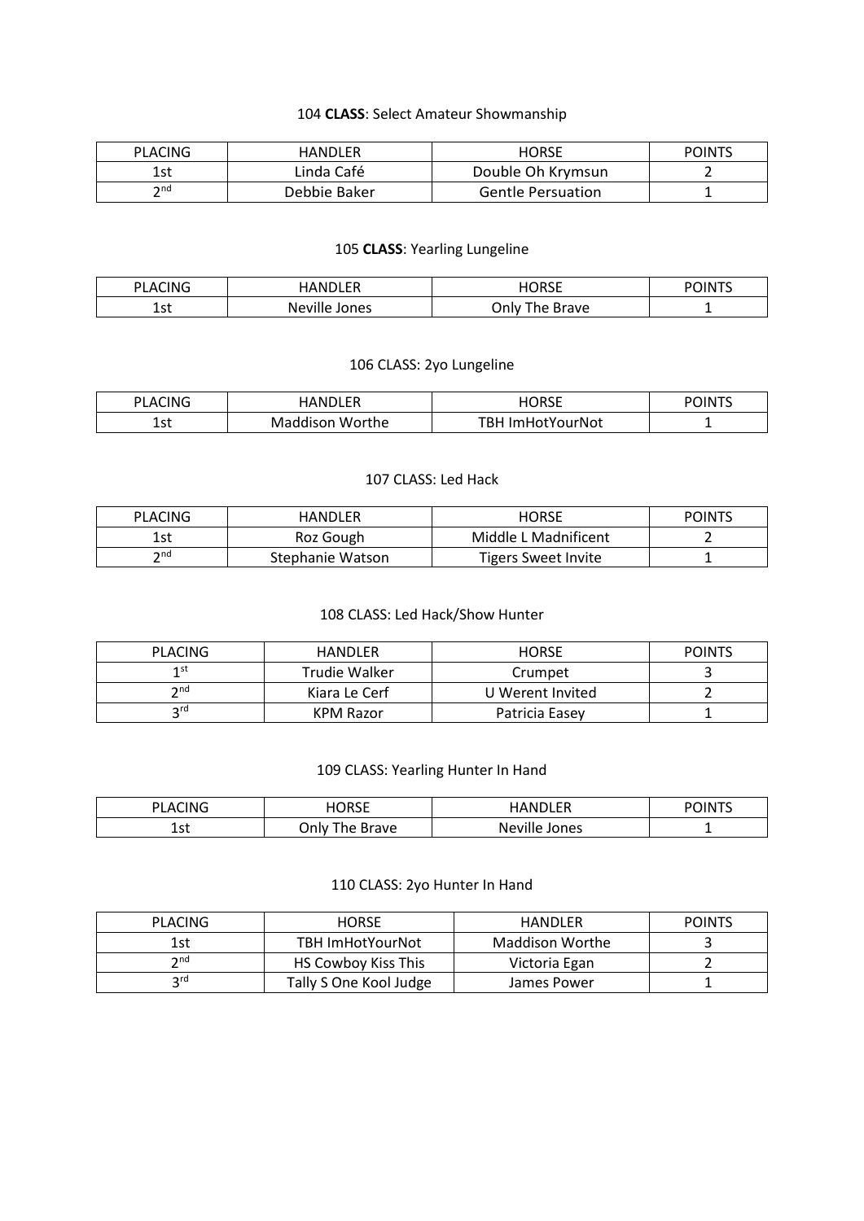104 **CLASS**: Select Amateur Showmanship

| PLACING | HANDLER | HORSE | POINTS |
|---|---|---|---|
| 1st | Linda Café | Double Oh Krymsun | 2 |
| 2nd | Debbie Baker | Gentle Persuation | 1 |

105 **CLASS**: Yearling Lungeline

| PLACING | HANDLER | HORSE | POINTS |
|---|---|---|---|
| 1st | Neville Jones | Only The Brave | 1 |

106 CLASS: 2yo Lungeline

| PLACING | HANDLER | HORSE | POINTS |
|---|---|---|---|
| 1st | Maddison Worthe | TBH ImHotYourNot | 1 |

107 CLASS: Led Hack

| PLACING | HANDLER | HORSE | POINTS |
|---|---|---|---|
| 1st | Roz Gough | Middle L Madnificent | 2 |
| 2nd | Stephanie Watson | Tigers Sweet Invite | 1 |

108 CLASS: Led Hack/Show Hunter

| PLACING | HANDLER | HORSE | POINTS |
|---|---|---|---|
| 1st | Trudie Walker | Crumpet | 3 |
| 2nd | Kiara Le Cerf | U Werent Invited | 2 |
| 3rd | KPM Razor | Patricia Easey | 1 |

109 CLASS: Yearling Hunter In Hand

| PLACING | HORSE | HANDLER | POINTS |
|---|---|---|---|
| 1st | Only The Brave | Neville Jones | 1 |

110 CLASS: 2yo Hunter In Hand

| PLACING | HORSE | HANDLER | POINTS |
|---|---|---|---|
| 1st | TBH ImHotYourNot | Maddison Worthe | 3 |
| 2nd | HS Cowboy Kiss This | Victoria Egan | 2 |
| 3rd | Tally S One Kool Judge | James Power | 1 |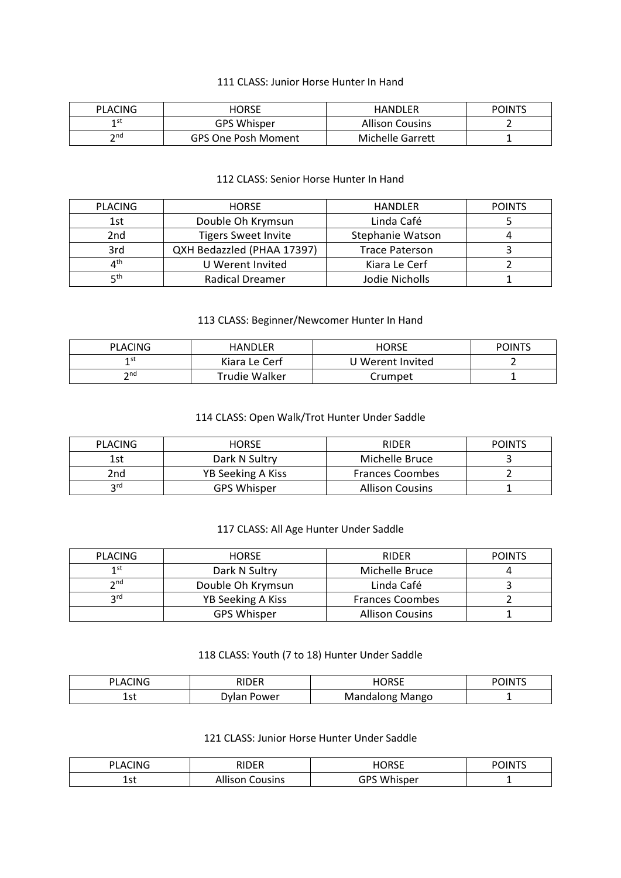111 CLASS: Junior Horse Hunter In Hand

| PLACING | HORSE | HANDLER | POINTS |
|---|---|---|---|
| 1st | GPS Whisper | Allison Cousins | 2 |
| 2nd | GPS One Posh Moment | Michelle Garrett | 1 |

112 CLASS: Senior Horse Hunter In Hand

| PLACING | HORSE | HANDLER | POINTS |
|---|---|---|---|
| 1st | Double Oh Krymsun | Linda Café | 5 |
| 2nd | Tigers Sweet Invite | Stephanie Watson | 4 |
| 3rd | QXH Bedazzled (PHAA 17397) | Trace Paterson | 3 |
| 4th | U Werent Invited | Kiara Le Cerf | 2 |
| 5th | Radical Dreamer | Jodie Nicholls | 1 |

113 CLASS: Beginner/Newcomer Hunter In Hand

| PLACING | HANDLER | HORSE | POINTS |
|---|---|---|---|
| 1st | Kiara Le Cerf | U Werent Invited | 2 |
| 2nd | Trudie Walker | Crumpet | 1 |

114 CLASS: Open Walk/Trot Hunter Under Saddle

| PLACING | HORSE | RIDER | POINTS |
|---|---|---|---|
| 1st | Dark N Sultry | Michelle Bruce | 3 |
| 2nd | YB Seeking A Kiss | Frances Coombes | 2 |
| 3rd | GPS Whisper | Allison Cousins | 1 |

117 CLASS: All Age Hunter Under Saddle

| PLACING | HORSE | RIDER | POINTS |
|---|---|---|---|
| 1st | Dark N Sultry | Michelle Bruce | 4 |
| 2nd | Double Oh Krymsun | Linda Café | 3 |
| 3rd | YB Seeking A Kiss | Frances Coombes | 2 |
| | GPS Whisper | Allison Cousins | 1 |

118 CLASS: Youth (7 to 18) Hunter Under Saddle

| PLACING | RIDER | HORSE | POINTS |
|---|---|---|---|
| 1st | Dylan Power | Mandalong Mango | 1 |

121 CLASS: Junior Horse Hunter Under Saddle

| PLACING | RIDER | HORSE | POINTS |
|---|---|---|---|
| 1st | Allison Cousins | GPS Whisper | 1 |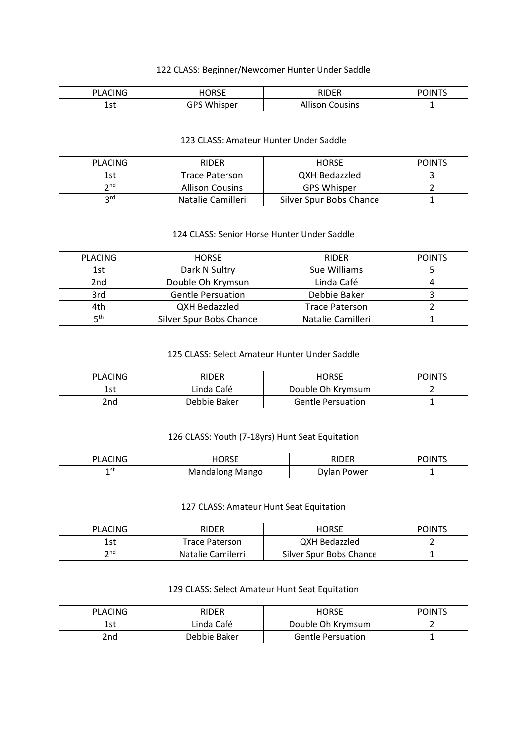122 CLASS: Beginner/Newcomer Hunter Under Saddle

| PLACING | HORSE | RIDER | POINTS |
|---|---|---|---|
| 1st | GPS Whisper | Allison Cousins | 1 |

123 CLASS: Amateur Hunter Under Saddle

| PLACING | RIDER | HORSE | POINTS |
|---|---|---|---|
| 1st | Trace Paterson | QXH Bedazzled | 3 |
| 2nd | Allison Cousins | GPS Whisper | 2 |
| 3rd | Natalie Camilleri | Silver Spur Bobs Chance | 1 |

124 CLASS: Senior Horse Hunter Under Saddle

| PLACING | HORSE | RIDER | POINTS |
|---|---|---|---|
| 1st | Dark N Sultry | Sue Williams | 5 |
| 2nd | Double Oh Krymsun | Linda Café | 4 |
| 3rd | Gentle Persuation | Debbie Baker | 3 |
| 4th | QXH Bedazzled | Trace Paterson | 2 |
| 5th | Silver Spur Bobs Chance | Natalie Camilleri | 1 |

125 CLASS: Select Amateur Hunter Under Saddle

| PLACING | RIDER | HORSE | POINTS |
|---|---|---|---|
| 1st | Linda Café | Double Oh Krymsum | 2 |
| 2nd | Debbie Baker | Gentle Persuation | 1 |

126 CLASS: Youth (7-18yrs) Hunt Seat Equitation

| PLACING | HORSE | RIDER | POINTS |
|---|---|---|---|
| 1st | Mandalong Mango | Dylan Power | 1 |

127 CLASS: Amateur Hunt Seat Equitation

| PLACING | RIDER | HORSE | POINTS |
|---|---|---|---|
| 1st | Trace Paterson | QXH Bedazzled | 2 |
| 2nd | Natalie Camilerri | Silver Spur Bobs Chance | 1 |

129 CLASS: Select Amateur Hunt Seat Equitation

| PLACING | RIDER | HORSE | POINTS |
|---|---|---|---|
| 1st | Linda Café | Double Oh Krymsum | 2 |
| 2nd | Debbie Baker | Gentle Persuation | 1 |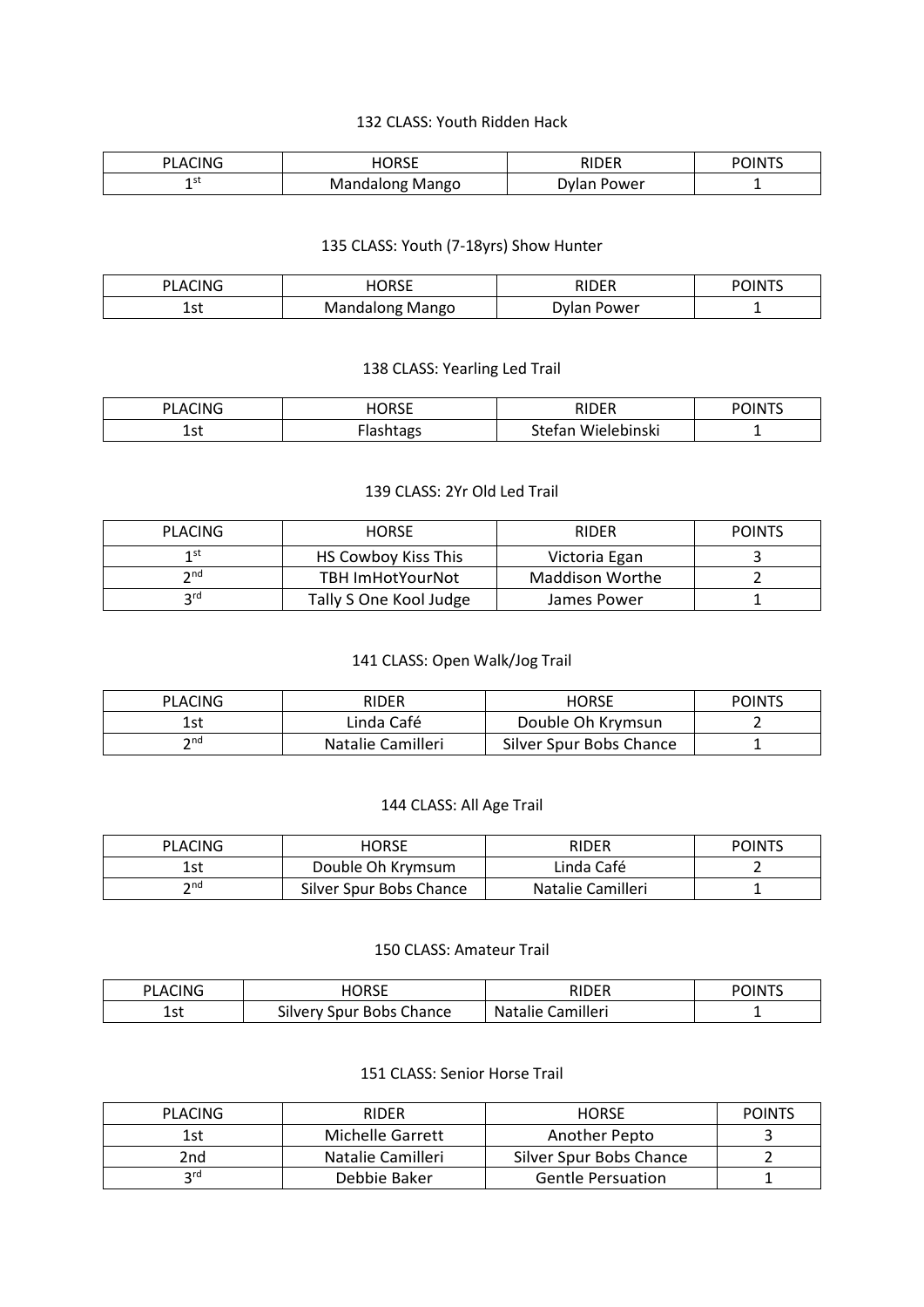132 CLASS: Youth Ridden Hack

| PLACING | HORSE | RIDER | POINTS |
|---|---|---|---|
| 1st | Mandalong Mango | Dylan Power | 1 |

135 CLASS: Youth (7-18yrs) Show Hunter

| PLACING | HORSE | RIDER | POINTS |
|---|---|---|---|
| 1st | Mandalong Mango | Dylan Power | 1 |

138 CLASS: Yearling Led Trail

| PLACING | HORSE | RIDER | POINTS |
|---|---|---|---|
| 1st | Flashtags | Stefan Wielebinski | 1 |

139 CLASS: 2Yr Old Led Trail

| PLACING | HORSE | RIDER | POINTS |
|---|---|---|---|
| 1st | HS Cowboy Kiss This | Victoria Egan | 3 |
| 2nd | TBH ImHotYourNot | Maddison Worthe | 2 |
| 3rd | Tally S One Kool Judge | James Power | 1 |

141 CLASS: Open Walk/Jog Trail

| PLACING | RIDER | HORSE | POINTS |
|---|---|---|---|
| 1st | Linda Café | Double Oh Krymsun | 2 |
| 2nd | Natalie Camilleri | Silver Spur Bobs Chance | 1 |

144 CLASS: All Age Trail

| PLACING | HORSE | RIDER | POINTS |
|---|---|---|---|
| 1st | Double Oh Krymsum | Linda Café | 2 |
| 2nd | Silver Spur Bobs Chance | Natalie Camilleri | 1 |

150 CLASS: Amateur Trail

| PLACING | HORSE | RIDER | POINTS |
|---|---|---|---|
| 1st | Silvery Spur Bobs Chance | Natalie Camilleri | 1 |

151 CLASS: Senior Horse Trail

| PLACING | RIDER | HORSE | POINTS |
|---|---|---|---|
| 1st | Michelle Garrett | Another Pepto | 3 |
| 2nd | Natalie Camilleri | Silver Spur Bobs Chance | 2 |
| 3rd | Debbie Baker | Gentle Persuation | 1 |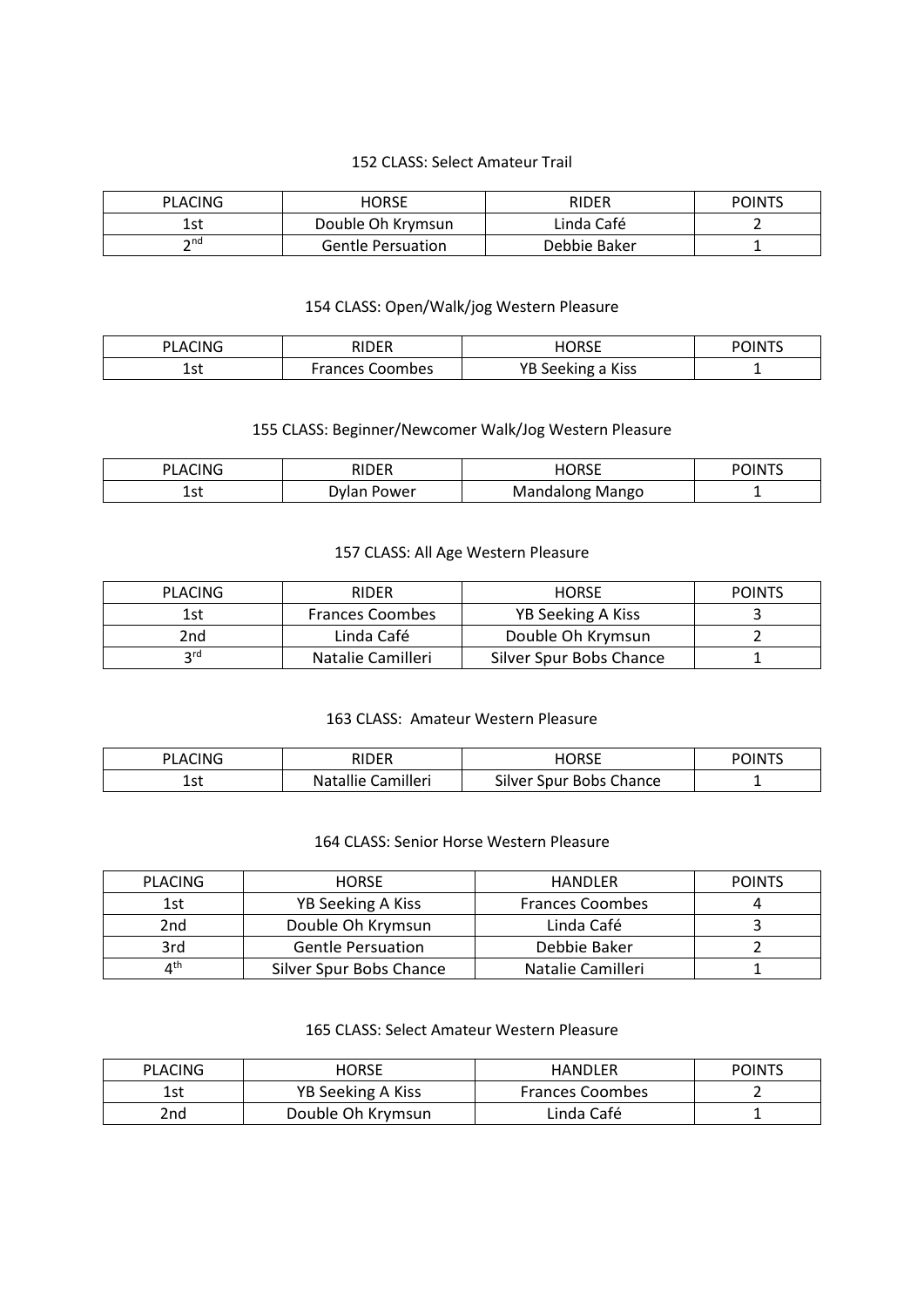152 CLASS: Select Amateur Trail

| PLACING | HORSE | RIDER | POINTS |
| --- | --- | --- | --- |
| 1st | Double Oh Krymsun | Linda Café | 2 |
| 2nd | Gentle Persuation | Debbie Baker | 1 |

154 CLASS: Open/Walk/jog Western Pleasure

| PLACING | RIDER | HORSE | POINTS |
| --- | --- | --- | --- |
| 1st | Frances Coombes | YB Seeking a Kiss | 1 |

155 CLASS: Beginner/Newcomer Walk/Jog Western Pleasure

| PLACING | RIDER | HORSE | POINTS |
| --- | --- | --- | --- |
| 1st | Dylan Power | Mandalong Mango | 1 |

157 CLASS: All Age Western Pleasure

| PLACING | RIDER | HORSE | POINTS |
| --- | --- | --- | --- |
| 1st | Frances Coombes | YB Seeking A Kiss | 3 |
| 2nd | Linda Café | Double Oh Krymsun | 2 |
| 3rd | Natalie Camilleri | Silver Spur Bobs Chance | 1 |

163 CLASS: Amateur Western Pleasure

| PLACING | RIDER | HORSE | POINTS |
| --- | --- | --- | --- |
| 1st | Natallie Camilleri | Silver Spur Bobs Chance | 1 |

164 CLASS: Senior Horse Western Pleasure

| PLACING | HORSE | HANDLER | POINTS |
| --- | --- | --- | --- |
| 1st | YB Seeking A Kiss | Frances Coombes | 4 |
| 2nd | Double Oh Krymsun | Linda Café | 3 |
| 3rd | Gentle Persuation | Debbie Baker | 2 |
| 4th | Silver Spur Bobs Chance | Natalie Camilleri | 1 |

165 CLASS: Select Amateur Western Pleasure

| PLACING | HORSE | HANDLER | POINTS |
| --- | --- | --- | --- |
| 1st | YB Seeking A Kiss | Frances Coombes | 2 |
| 2nd | Double Oh Krymsun | Linda Café | 1 |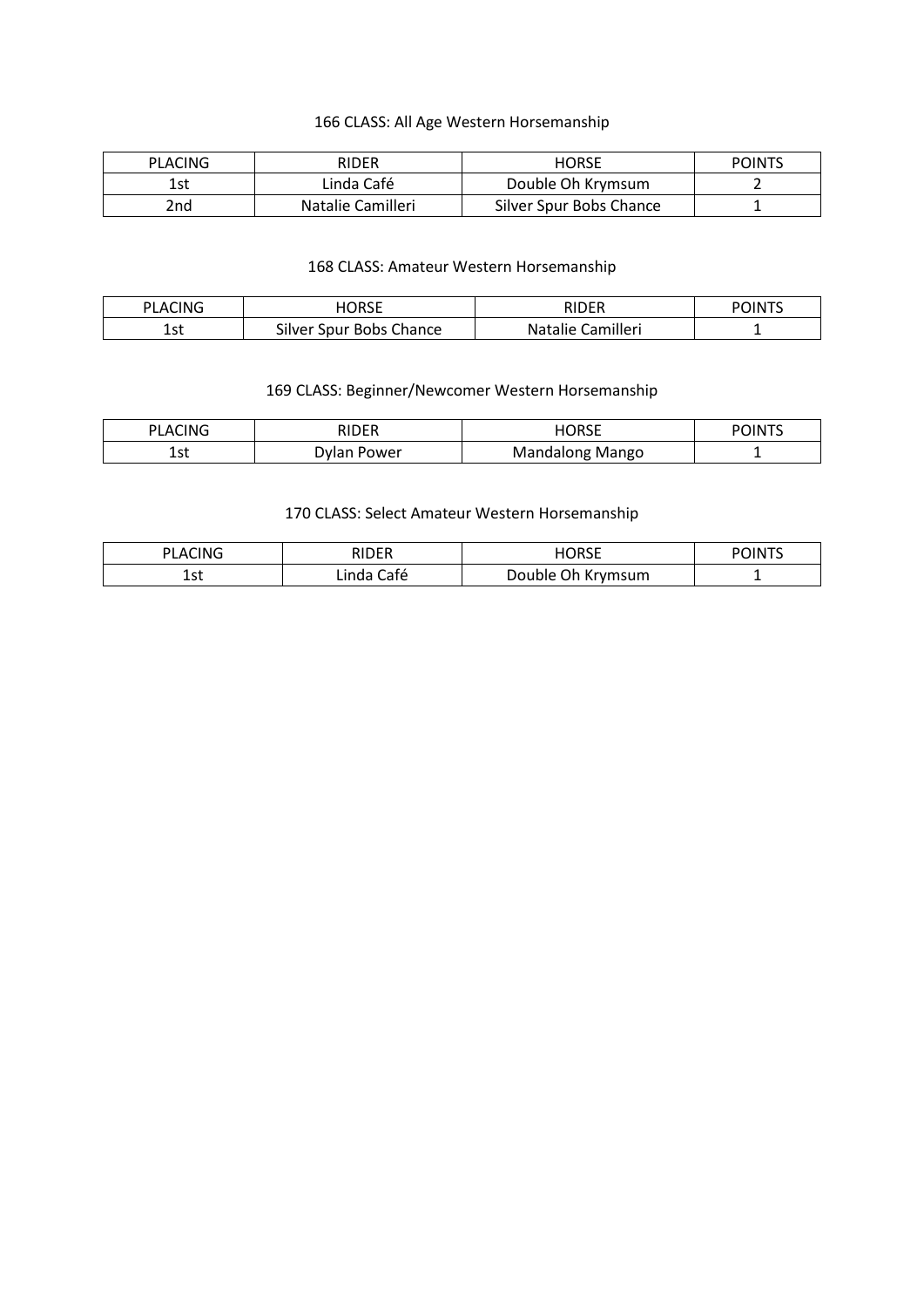166 CLASS: All Age Western Horsemanship

| PLACING | RIDER | HORSE | POINTS |
|---|---|---|---|
| 1st | Linda Café | Double Oh Krymsum | 2 |
| 2nd | Natalie Camilleri | Silver Spur Bobs Chance | 1 |

168 CLASS: Amateur Western Horsemanship

| PLACING | HORSE | RIDER | POINTS |
|---|---|---|---|
| 1st | Silver Spur Bobs Chance | Natalie Camilleri | 1 |

169 CLASS: Beginner/Newcomer Western Horsemanship

| PLACING | RIDER | HORSE | POINTS |
|---|---|---|---|
| 1st | Dylan Power | Mandalong Mango | 1 |

170 CLASS: Select Amateur Western Horsemanship

| PLACING | RIDER | HORSE | POINTS |
|---|---|---|---|
| 1st | Linda Café | Double Oh Krymsum | 1 |